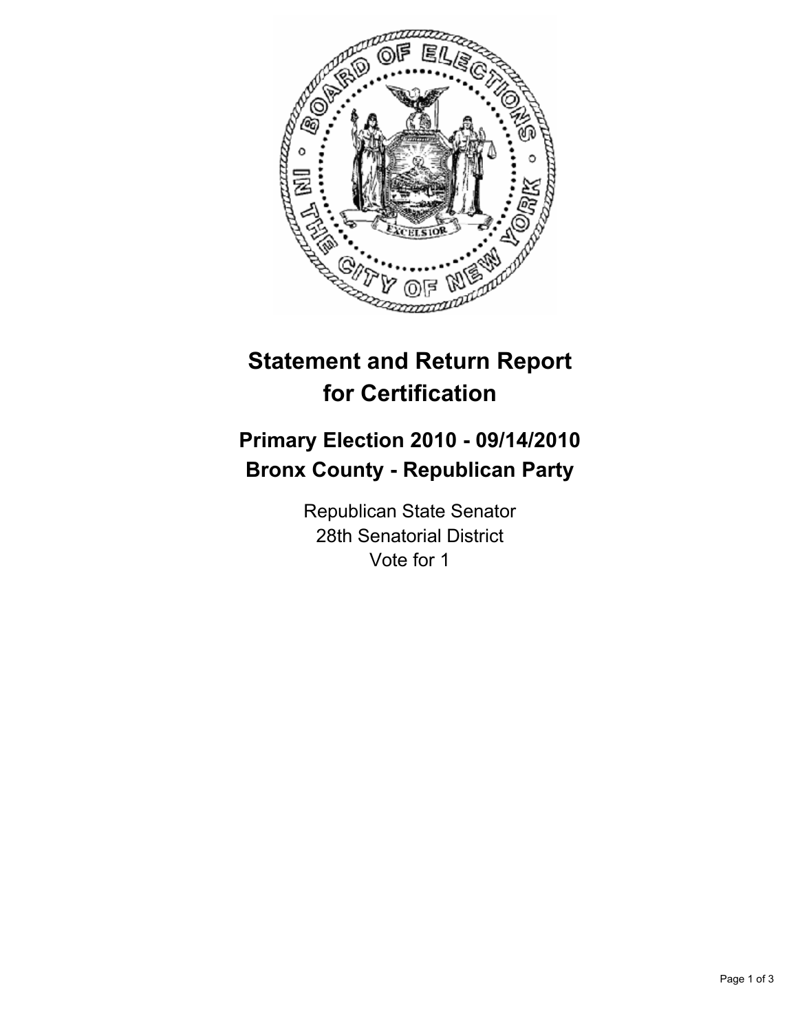# Statement and Return Report for Certification

## Primary Election 2010 - 09/14/2010
## Bronx County - Republican Party

Republican State Senator
28th Senatorial District
Vote for 1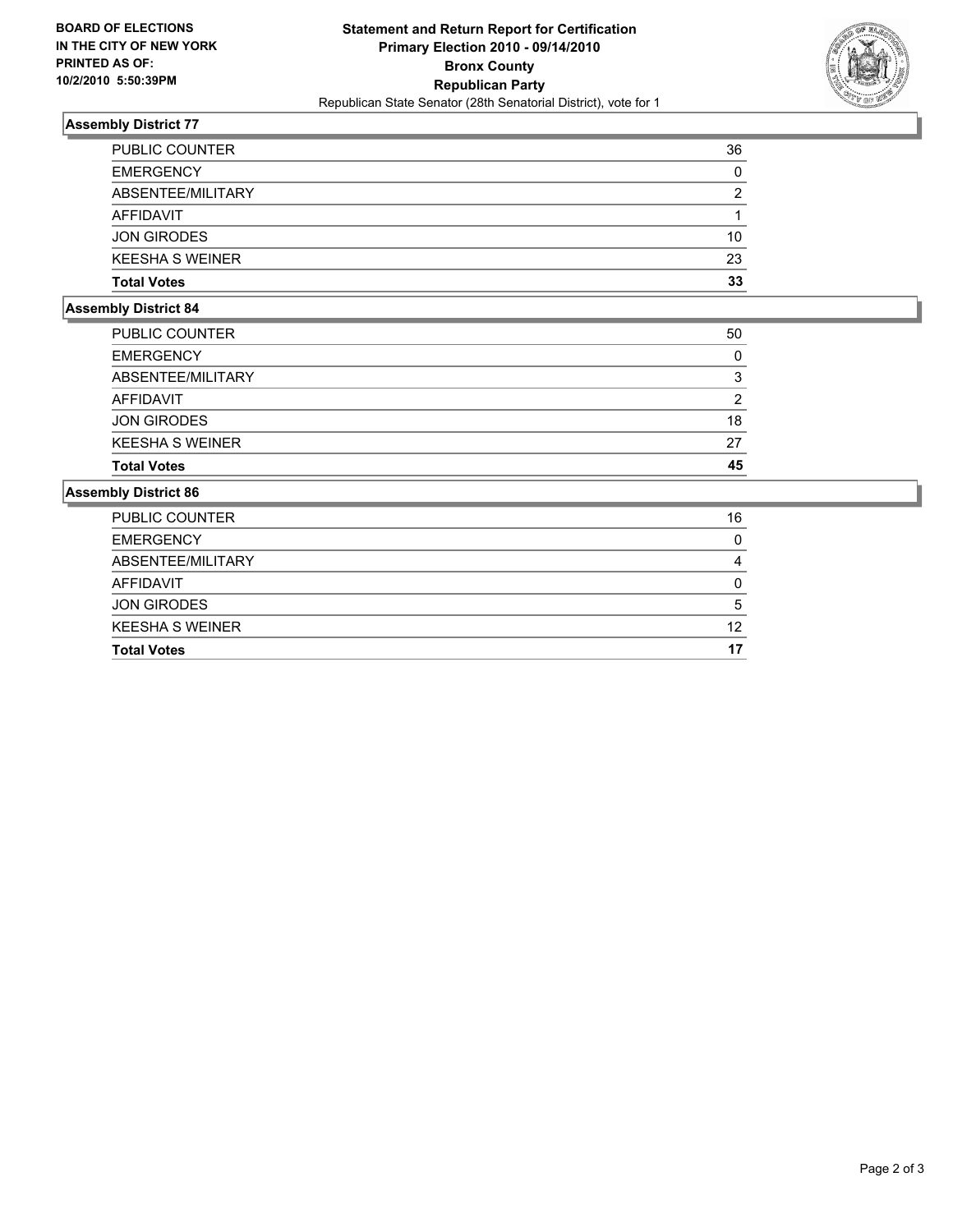**BOARD OF ELECTIONS IN THE CITY OF NEW YORK PRINTED AS OF: 10/2/2010 5:50:39PM**

# Statement and Return Report for Certification
## Primary Election 2010 - 09/14/2010
## Bronx County
## Republican Party
Republican State Senator (28th Senatorial District), vote for 1

### Assembly District 77

| | |
|---|---|
| PUBLIC COUNTER | 36 |
| EMERGENCY | 0 |
| ABSENTEE/MILITARY | 2 |
| AFFIDAVIT | 1 |
| JON GIRODES | 10 |
| KEESHA S WEINER | 23 |
| **Total Votes** | **33** |

### Assembly District 84

| | |
|---|---|
| PUBLIC COUNTER | 50 |
| EMERGENCY | 0 |
| ABSENTEE/MILITARY | 3 |
| AFFIDAVIT | 2 |
| JON GIRODES | 18 |
| KEESHA S WEINER | 27 |
| **Total Votes** | **45** |

### Assembly District 86

| | |
|---|---|
| PUBLIC COUNTER | 16 |
| EMERGENCY | 0 |
| ABSENTEE/MILITARY | 4 |
| AFFIDAVIT | 0 |
| JON GIRODES | 5 |
| KEESHA S WEINER | 12 |
| **Total Votes** | **17** |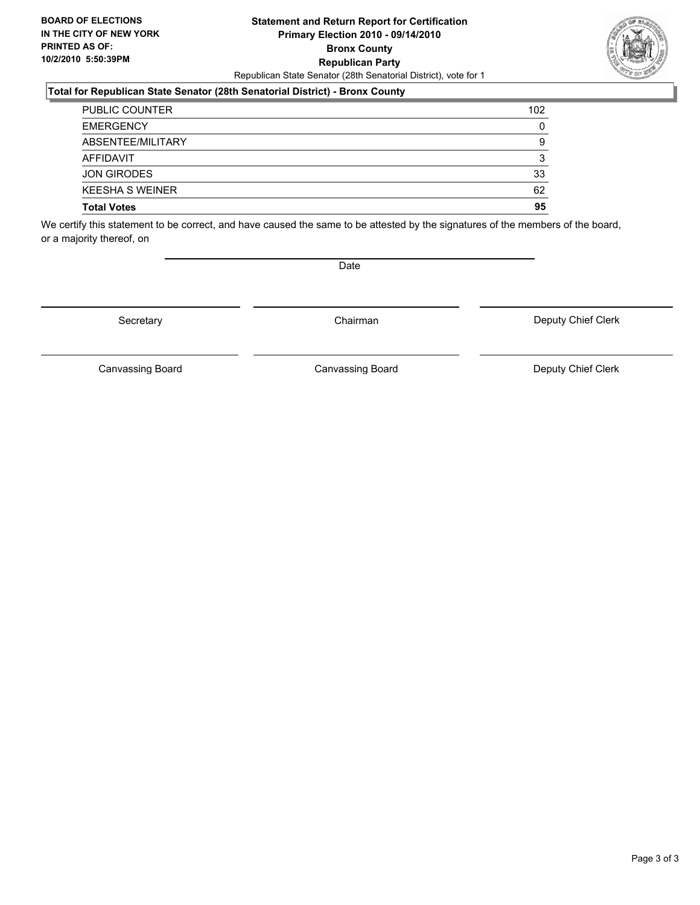**BOARD OF ELECTIONS IN THE CITY OF NEW YORK PRINTED AS OF: 10/2/2010 5:50:39PM**

**Statement and Return Report for Certification**
**Primary Election 2010 - 09/14/2010**
**Bronx County**
**Republican Party**
Republican State Senator (28th Senatorial District), vote for 1

**Total for Republican State Senator (28th Senatorial District) - Bronx County**

| | |
|---|---|
| PUBLIC COUNTER | 102 |
| EMERGENCY | 0 |
| ABSENTEE/MILITARY | 9 |
| AFFIDAVIT | 3 |
| JON GIRODES | 33 |
| KEESHA S WEINER | 62 |
| **Total Votes** | **95** |

We certify this statement to be correct, and have caused the same to be attested by the signatures of the members of the board, or a majority thereof, on

Date

Secretary    Chairman    Deputy Chief Clerk

Canvassing Board    Canvassing Board    Deputy Chief Clerk